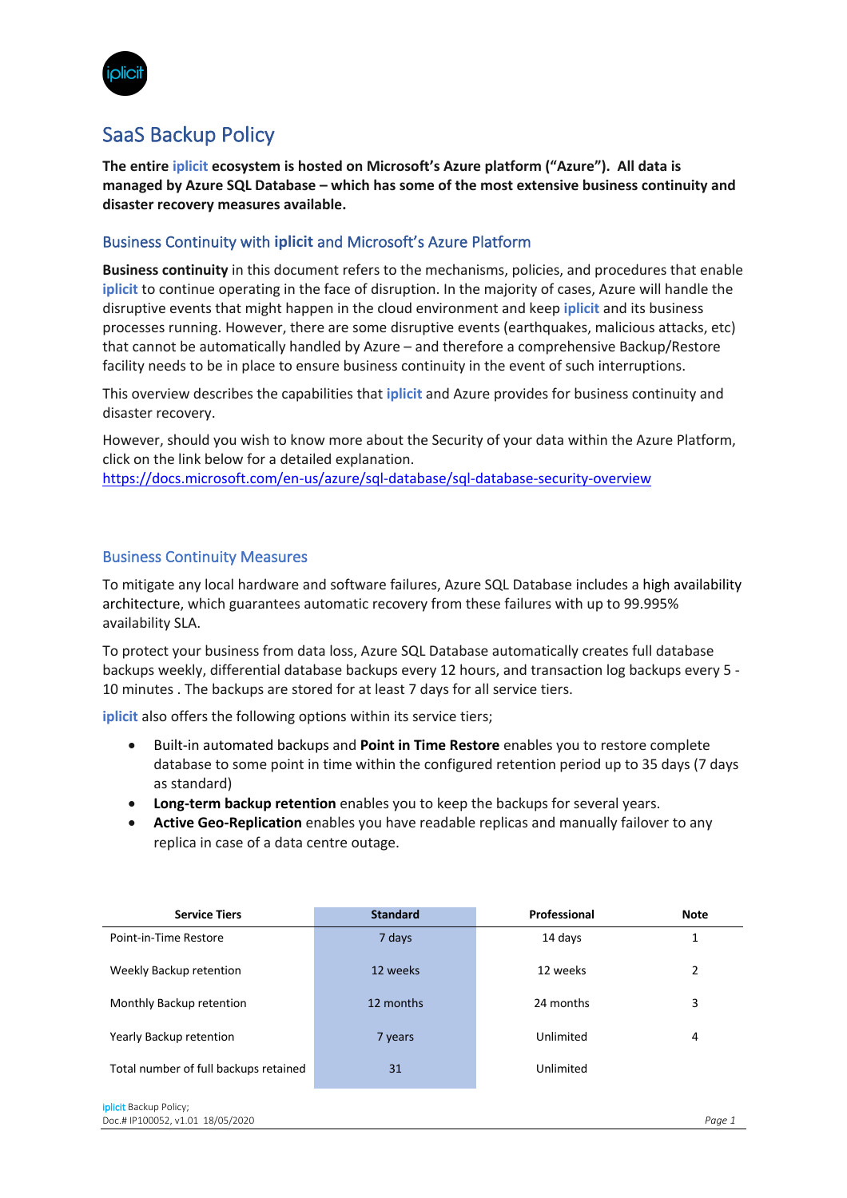# SaaS Backup Policy

**The entire iplicit ecosystem is hosted on Microsoft's Azure platform ("Azure"). All data is managed by Azure SQL Database – which has some of the most extensive business continuity and disaster recovery measures available.**

## Business Continuity with **iplicit** and Microsoft's Azure Platform

**Business continuity** in this document refers to the mechanisms, policies, and procedures that enable **iplicit** to continue operating in the face of disruption. In the majority of cases, Azure will handle the disruptive events that might happen in the cloud environment and keep **iplicit** and its business processes running. However, there are some disruptive events (earthquakes, malicious attacks, etc) that cannot be automatically handled by Azure – and therefore a comprehensive Backup/Restore facility needs to be in place to ensure business continuity in the event of such interruptions.

This overview describes the capabilities that **iplicit** and Azure provides for business continuity and disaster recovery.

However, should you wish to know more about the Security of your data within the Azure Platform, click on the link below for a detailed explanation.
https://docs.microsoft.com/en-us/azure/sql-database/sql-database-security-overview

## Business Continuity Measures

To mitigate any local hardware and software failures, Azure SQL Database includes a high availability architecture, which guarantees automatic recovery from these failures with up to 99.995% availability SLA.

To protect your business from data loss, Azure SQL Database automatically creates full database backups weekly, differential database backups every 12 hours, and transaction log backups every 5 - 10 minutes . The backups are stored for at least 7 days for all service tiers.

**iplicit** also offers the following options within its service tiers;

- Built-in automated backups and **Point in Time Restore** enables you to restore complete database to some point in time within the configured retention period up to 35 days (7 days as standard)
- **Long-term backup retention** enables you to keep the backups for several years.
- **Active Geo-Replication** enables you have readable replicas and manually failover to any replica in case of a data centre outage.

| Service Tiers | Standard | Professional | Note |
|---|---|---|---|
| Point-in-Time Restore | 7 days | 14 days | 1 |
| Weekly Backup retention | 12 weeks | 12 weeks | 2 |
| Monthly Backup retention | 12 months | 24 months | 3 |
| Yearly Backup retention | 7 years | Unlimited | 4 |
| Total number of full backups retained | 31 | Unlimited | |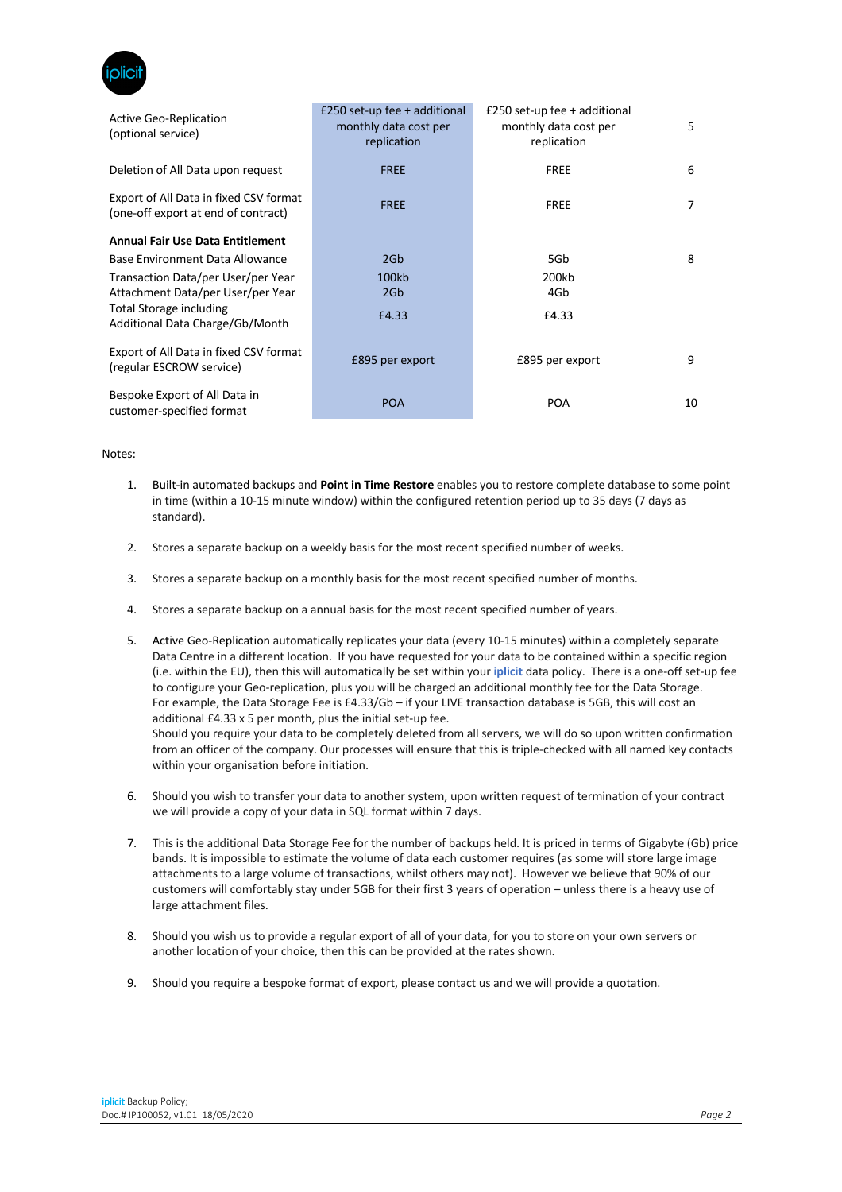| | | | |
|---|---|---|---|
| Active Geo-Replication (optional service) | £250 set-up fee + additional monthly data cost per replication | £250 set-up fee + additional monthly data cost per replication | 5 |
| Deletion of All Data upon request | FREE | FREE | 6 |
| Export of All Data in fixed CSV format (one-off export at end of contract) | FREE | FREE | 7 |
| **Annual Fair Use Data Entitlement** | | | |
| Base Environment Data Allowance | 2Gb | 5Gb | 8 |
| Transaction Data/per User/per Year | 100kb | 200kb | |
| Attachment Data/per User/per Year | 2Gb | 4Gb | |
| Total Storage including Additional Data Charge/Gb/Month | £4.33 | £4.33 | |
| Export of All Data in fixed CSV format (regular ESCROW service) | £895 per export | £895 per export | 9 |
| Bespoke Export of All Data in customer-specified format | POA | POA | 10 |

Notes:

1. Built-in automated backups and **Point in Time Restore** enables you to restore complete database to some point in time (within a 10-15 minute window) within the configured retention period up to 35 days (7 days as standard).

2. Stores a separate backup on a weekly basis for the most recent specified number of weeks.

3. Stores a separate backup on a monthly basis for the most recent specified number of months.

4. Stores a separate backup on a annual basis for the most recent specified number of years.

5. Active Geo-Replication automatically replicates your data (every 10-15 minutes) within a completely separate Data Centre in a different location. If you have requested for your data to be contained within a specific region (i.e. within the EU), then this will automatically be set within your iplicit data policy. There is a one-off set-up fee to configure your Geo-replication, plus you will be charged an additional monthly fee for the Data Storage. For example, the Data Storage Fee is £4.33/Gb – if your LIVE transaction database is 5GB, this will cost an additional £4.33 x 5 per month, plus the initial set-up fee.
Should you require your data to be completely deleted from all servers, we will do so upon written confirmation from an officer of the company. Our processes will ensure that this is triple-checked with all named key contacts within your organisation before initiation.

6. Should you wish to transfer your data to another system, upon written request of termination of your contract we will provide a copy of your data in SQL format within 7 days.

7. This is the additional Data Storage Fee for the number of backups held. It is priced in terms of Gigabyte (Gb) price bands. It is impossible to estimate the volume of data each customer requires (as some will store large image attachments to a large volume of transactions, whilst others may not). However we believe that 90% of our customers will comfortably stay under 5GB for their first 3 years of operation – unless there is a heavy use of large attachment files.

8. Should you wish us to provide a regular export of all of your data, for you to store on your own servers or another location of your choice, then this can be provided at the rates shown.

9. Should you require a bespoke format of export, please contact us and we will provide a quotation.